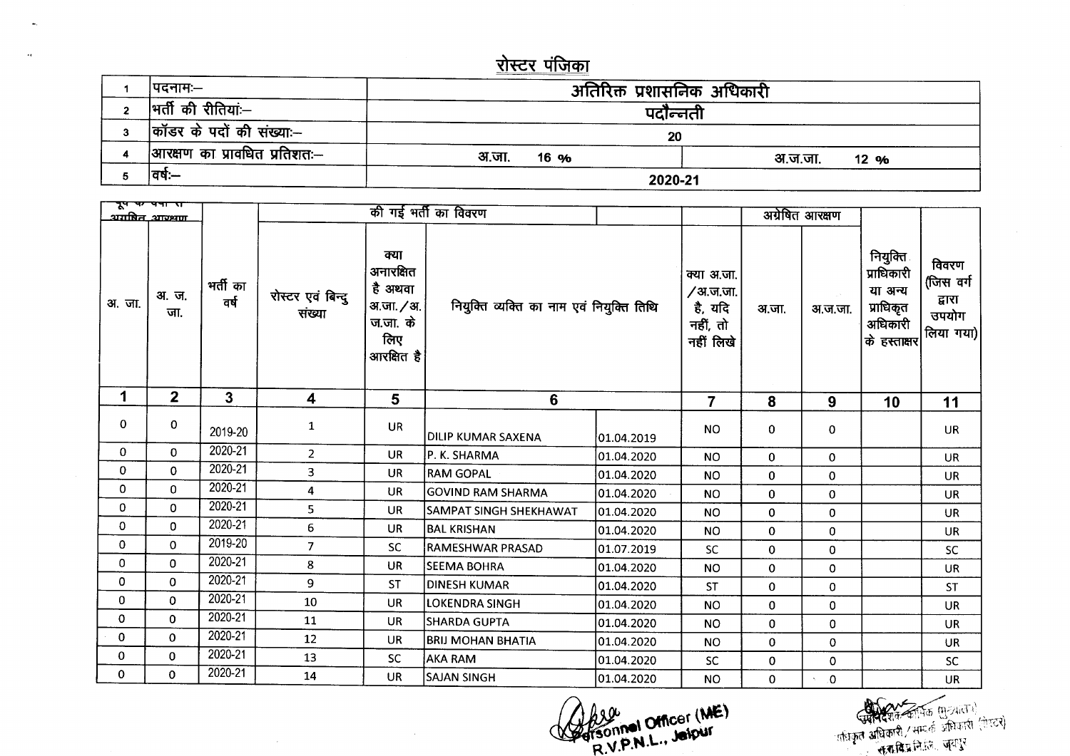# रोस्टर पंजिका

| 1 | पदनामः– | अतिरिक्त प्रशासनिक अधिकारी | |
|---|---|---|---|
| 2 | भर्ती की रीतियां:– | पदौन्नती | |
| 3 | कॉडर के पदों की संख्या:– | 20 | |
| 4 | आरक्षण का प्रावधित प्रतिशत:– | अ.जा. 16 % | अ.ज.जा. 12 % |
| 5 | वर्ष:– | 2020-21 | |

| पूर्व के वर्षों से अग्रेषित आरक्षण | | | | की गई भर्ती का विवरण | | | | अग्रेषित आरक्षण | | | |
|---|---|---|---|---|---|---|---|---|---|---|---|
| अ. जा. | अ. ज. जा. | भर्ती का वर्ष | रोस्टर एवं बिन्दु संख्या | क्या अनारक्षित है अथवा अ.जा. / अ.ज.जा. के लिए आरक्षित है | नियुक्ति व्यक्ति का नाम एवं नियुक्ति तिथि | | क्या अ.जा. / अ.ज.जा. है, यदि नहीं, तो नहीं लिखे | अ.जा. | अ.ज.जा. | नियुक्ति प्राधिकारी या अन्य प्राधिकृत अधिकारी के हस्ताक्षर | विवरण (जिस वर्ग द्वारा उपयोग लिया गया) |
| 1 | 2 | 3 | 4 | 5 | 6 | | 7 | 8 | 9 | 10 | 11 |
| 0 | 0 | 2019-20 | 1 | UR | DILIP KUMAR SAXENA | 01.04.2019 | NO | 0 | 0 | | UR |
| 0 | 0 | 2020-21 | 2 | UR | P. K. SHARMA | 01.04.2020 | NO | 0 | 0 | | UR |
| 0 | 0 | 2020-21 | 3 | UR | RAM GOPAL | 01.04.2020 | NO | 0 | 0 | | UR |
| 0 | 0 | 2020-21 | 4 | UR | GOVIND RAM SHARMA | 01.04.2020 | NO | 0 | 0 | | UR |
| 0 | 0 | 2020-21 | 5 | UR | SAMPAT SINGH SHEKHAWAT | 01.04.2020 | NO | 0 | 0 | | UR |
| 0 | 0 | 2020-21 | 6 | UR | BAL KRISHAN | 01.04.2020 | NO | 0 | 0 | | UR |
| 0 | 0 | 2019-20 | 7 | SC | RAMESHWAR PRASAD | 01.07.2019 | SC | 0 | 0 | | SC |
| 0 | 0 | 2020-21 | 8 | UR | SEEMA BOHRA | 01.04.2020 | NO | 0 | 0 | | UR |
| 0 | 0 | 2020-21 | 9 | ST | DINESH KUMAR | 01.04.2020 | ST | 0 | 0 | | ST |
| 0 | 0 | 2020-21 | 10 | UR | LOKENDRA SINGH | 01.04.2020 | NO | 0 | 0 | | UR |
| 0 | 0 | 2020-21 | 11 | UR | SHARDA GUPTA | 01.04.2020 | NO | 0 | 0 | | UR |
| 0 | 0 | 2020-21 | 12 | UR | BRIJ MOHAN BHATIA | 01.04.2020 | NO | 0 | 0 | | UR |
| 0 | 0 | 2020-21 | 13 | SC | AKA RAM | 01.04.2020 | SC | 0 | 0 | | SC |
| 0 | 0 | 2020-21 | 14 | UR | SAJAN SINGH | 01.04.2020 | NO | 0 | 0 | | UR |

Personnel Officer (ME)
R.V.P.N.L., Jaipur

उपनिदेशक कार्मिक (मुख्यालय)
प्राधिकृत अधिकारी / सम्पर्क अधिकारी (रोस्टर)
रा.रा.वि.प्र.नि.लि., जयपुर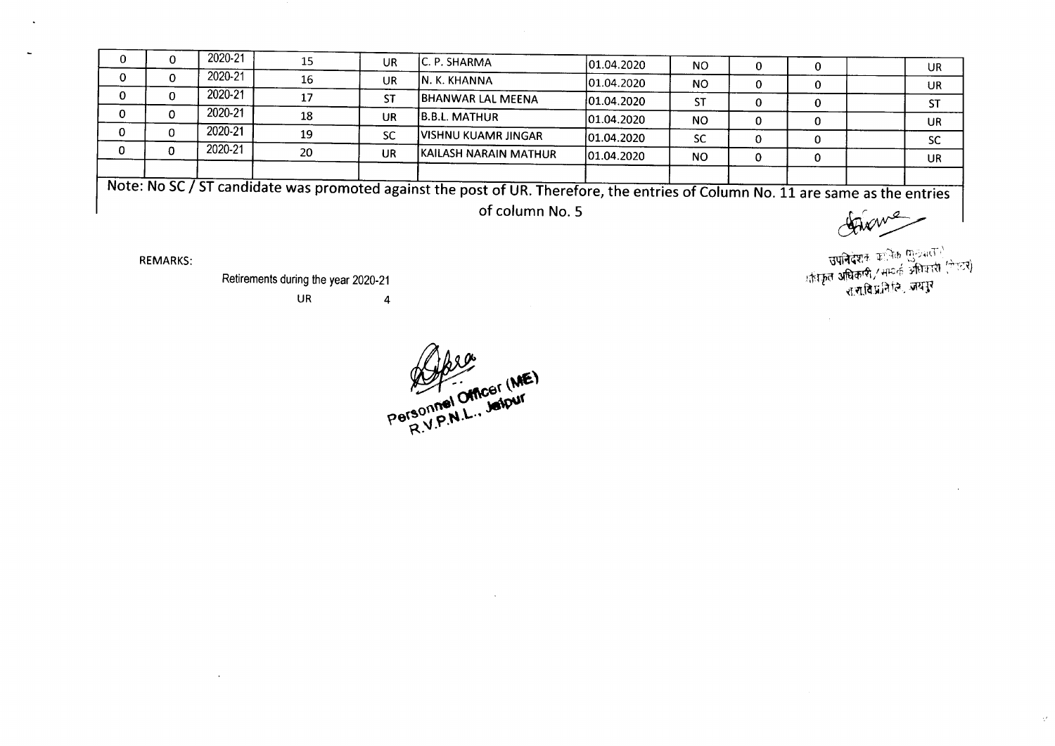| | | | | | | | | | | | |
|---|---|---|---|---|---|---|---|---|---|---|---|
| 0 | 0 | 2020-21 | 15 | UR | C. P. SHARMA | 01.04.2020 | NO | 0 | 0 | | UR |
| 0 | 0 | 2020-21 | 16 | UR | N. K. KHANNA | 01.04.2020 | NO | 0 | 0 | | UR |
| 0 | 0 | 2020-21 | 17 | ST | BHANWAR LAL MEENA | 01.04.2020 | ST | 0 | 0 | | ST |
| 0 | 0 | 2020-21 | 18 | UR | B.B.L. MATHUR | 01.04.2020 | NO | 0 | 0 | | UR |
| 0 | 0 | 2020-21 | 19 | SC | VISHNU KUAMR JINGAR | 01.04.2020 | SC | 0 | 0 | | SC |
| 0 | 0 | 2020-21 | 20 | UR | KAILASH NARAIN MATHUR | 01.04.2020 | NO | 0 | 0 | | UR |
| | | | | | | | | | | | |

Note: No SC / ST candidate was promoted against the post of UR. Therefore, the entries of Column No. 11 are same as the entries of column No. 5

REMARKS:

Retirements during the year 2020-21

UR 4

उपनिदेशक कार्मिक (मुख्यालय)
प्राधिकृत अधिकारी / सम्पर्क अधिकारी (सैल)
रा.रा.वि.प्र.नि.लि., जयपुर

Personnel Officer (ME)
R.V.P.N.L., Jaipur